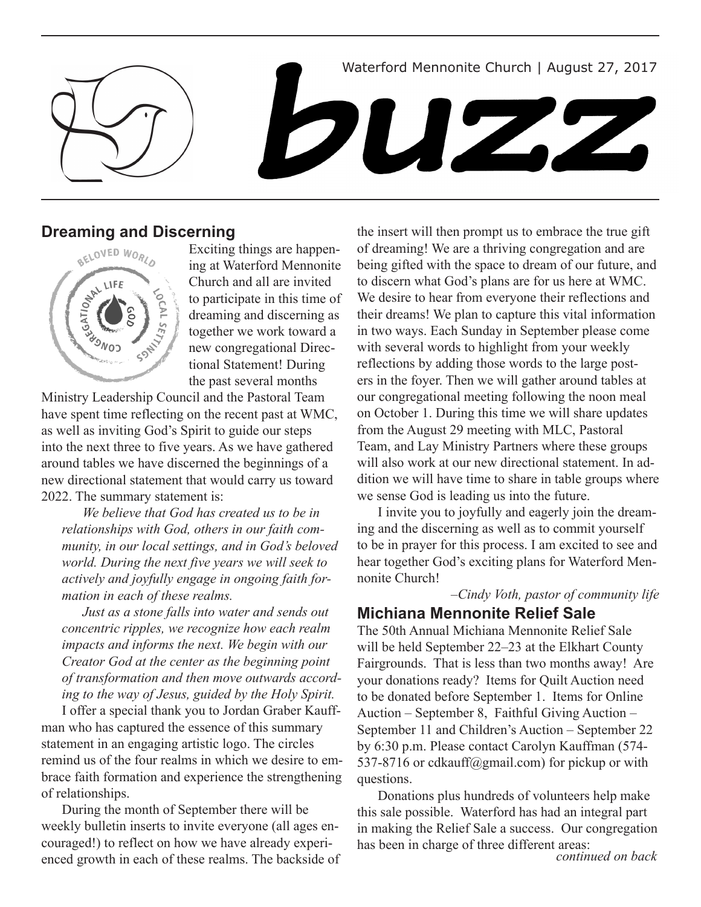Waterford Mennonite Church | August 27, 2017

# buzz

## Dreaming and Discerning

Exciting things are happening at Waterford Mennonite Church and all are invited to participate in this time of dreaming and discerning as together we work toward a new congregational Directional Statement! During the past several months Ministry Leadership Council and the Pastoral Team have spent time reflecting on the recent past at WMC, as well as inviting God's Spirit to guide our steps into the next three to five years. As we have gathered around tables we have discerned the beginnings of a new directional statement that would carry us toward 2022. The summary statement is:

*We believe that God has created us to be in relationships with God, others in our faith community, in our local settings, and in God's beloved world. During the next five years we will seek to actively and joyfully engage in ongoing faith formation in each of these realms.*

*Just as a stone falls into water and sends out concentric ripples, we recognize how each realm impacts and informs the next. We begin with our Creator God at the center as the beginning point of transformation and then move outwards according to the way of Jesus, guided by the Holy Spirit.*

I offer a special thank you to Jordan Graber Kauffman who has captured the essence of this summary statement in an engaging artistic logo. The circles remind us of the four realms in which we desire to embrace faith formation and experience the strengthening of relationships.

During the month of September there will be weekly bulletin inserts to invite everyone (all ages encouraged!) to reflect on how we have already experienced growth in each of these realms. The backside of the insert will then prompt us to embrace the true gift of dreaming! We are a thriving congregation and are being gifted with the space to dream of our future, and to discern what God's plans are for us here at WMC. We desire to hear from everyone their reflections and their dreams! We plan to capture this vital information in two ways. Each Sunday in September please come with several words to highlight from your weekly reflections by adding those words to the large posters in the foyer. Then we will gather around tables at our congregational meeting following the noon meal on October 1. During this time we will share updates from the August 29 meeting with MLC, Pastoral Team, and Lay Ministry Partners where these groups will also work at our new directional statement. In addition we will have time to share in table groups where we sense God is leading us into the future.

I invite you to joyfully and eagerly join the dreaming and the discerning as well as to commit yourself to be in prayer for this process. I am excited to see and hear together God's exciting plans for Waterford Mennonite Church!

*–Cindy Voth, pastor of community life*

## Michiana Mennonite Relief Sale

The 50th Annual Michiana Mennonite Relief Sale will be held September 22–23 at the Elkhart County Fairgrounds. That is less than two months away! Are your donations ready? Items for Quilt Auction need to be donated before September 1. Items for Online Auction – September 8, Faithful Giving Auction – September 11 and Children's Auction – September 22 by 6:30 p.m. Please contact Carolyn Kauffman (574-537-8716 or cdkauff@gmail.com) for pickup or with questions.

Donations plus hundreds of volunteers help make this sale possible. Waterford has had an integral part in making the Relief Sale a success. Our congregation has been in charge of three different areas:

*continued on back*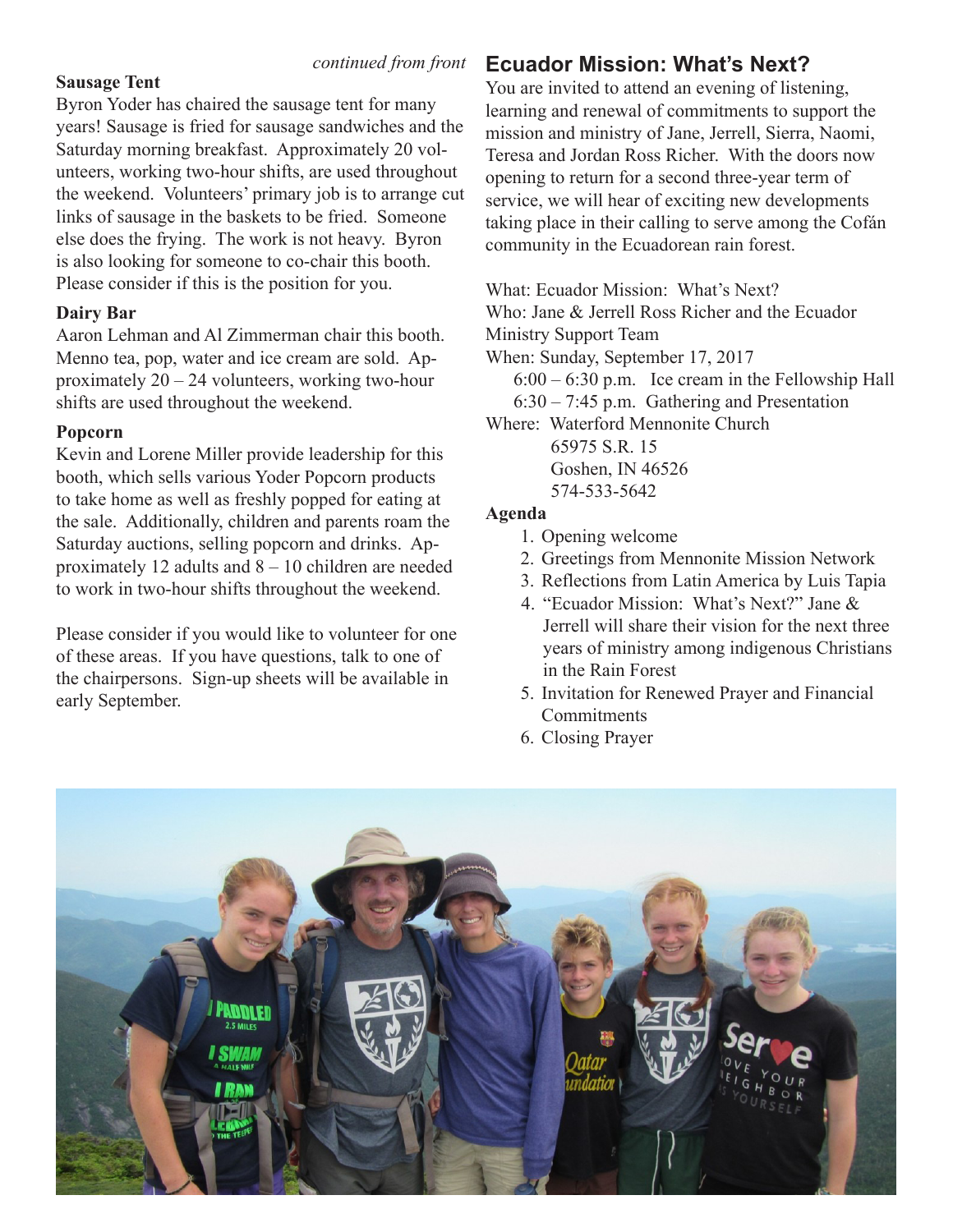*continued from front*

### Sausage Tent

Byron Yoder has chaired the sausage tent for many years! Sausage is fried for sausage sandwiches and the Saturday morning breakfast. Approximately 20 volunteers, working two-hour shifts, are used throughout the weekend. Volunteers' primary job is to arrange cut links of sausage in the baskets to be fried. Someone else does the frying. The work is not heavy. Byron is also looking for someone to co-chair this booth. Please consider if this is the position for you.

### Dairy Bar

Aaron Lehman and Al Zimmerman chair this booth. Menno tea, pop, water and ice cream are sold. Approximately 20 – 24 volunteers, working two-hour shifts are used throughout the weekend.

### Popcorn

Kevin and Lorene Miller provide leadership for this booth, which sells various Yoder Popcorn products to take home as well as freshly popped for eating at the sale. Additionally, children and parents roam the Saturday auctions, selling popcorn and drinks. Approximately 12 adults and 8 – 10 children are needed to work in two-hour shifts throughout the weekend.

Please consider if you would like to volunteer for one of these areas. If you have questions, talk to one of the chairpersons. Sign-up sheets will be available in early September.

## Ecuador Mission: What's Next?

You are invited to attend an evening of listening, learning and renewal of commitments to support the mission and ministry of Jane, Jerrell, Sierra, Naomi, Teresa and Jordan Ross Richer. With the doors now opening to return for a second three-year term of service, we will hear of exciting new developments taking place in their calling to serve among the Cofán community in the Ecuadorean rain forest.

What: Ecuador Mission: What's Next?
Who: Jane & Jerrell Ross Richer and the Ecuador Ministry Support Team
When: Sunday, September 17, 2017
 6:00 – 6:30 p.m. Ice cream in the Fellowship Hall
 6:30 – 7:45 p.m. Gathering and Presentation
Where: Waterford Mennonite Church
 65975 S.R. 15
 Goshen, IN 46526
 574-533-5642

### Agenda

1. Opening welcome
2. Greetings from Mennonite Mission Network
3. Reflections from Latin America by Luis Tapia
4. "Ecuador Mission: What's Next?" Jane & Jerrell will share their vision for the next three years of ministry among indigenous Christians in the Rain Forest
5. Invitation for Renewed Prayer and Financial Commitments
6. Closing Prayer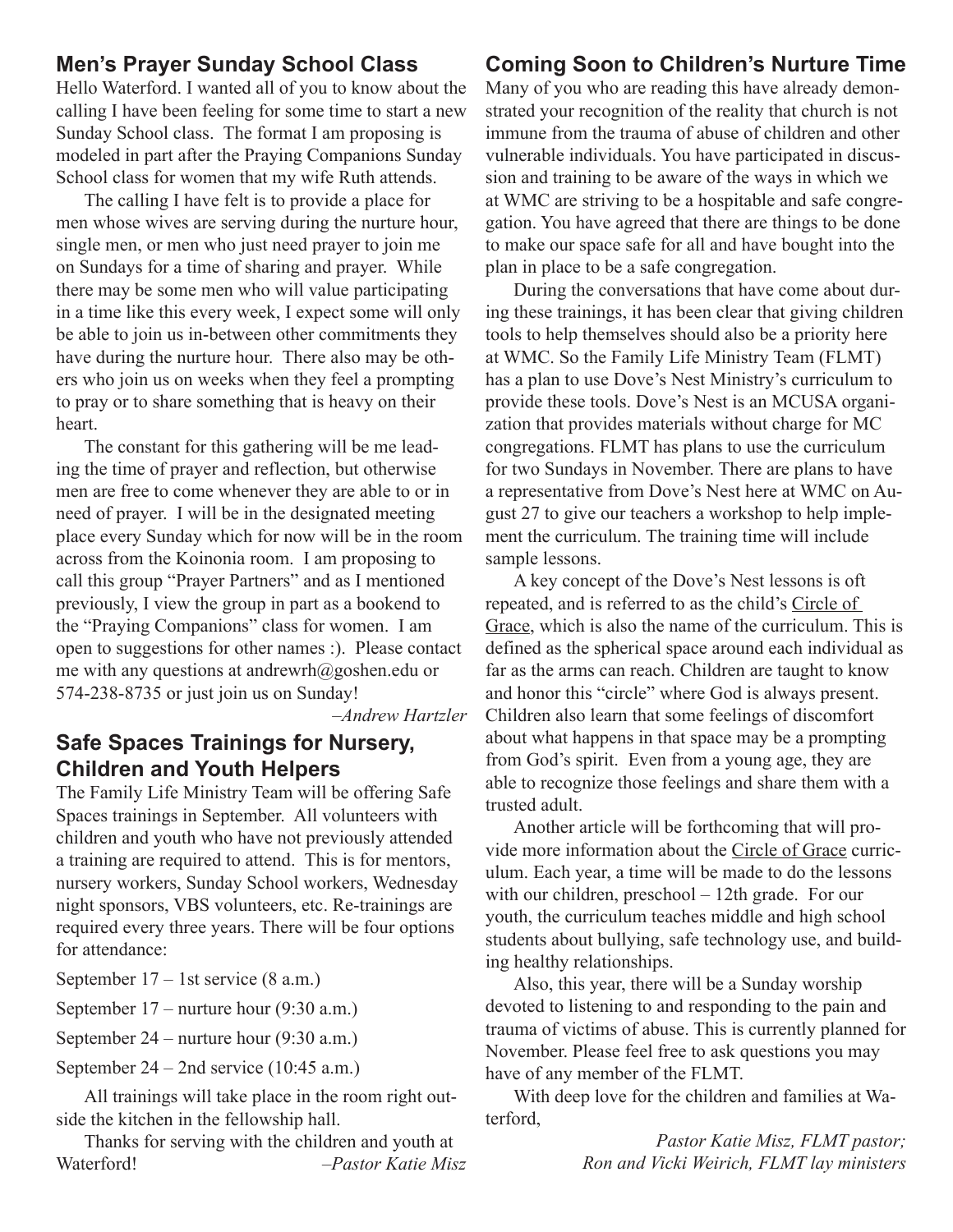## Men's Prayer Sunday School Class

Hello Waterford. I wanted all of you to know about the calling I have been feeling for some time to start a new Sunday School class. The format I am proposing is modeled in part after the Praying Companions Sunday School class for women that my wife Ruth attends.

The calling I have felt is to provide a place for men whose wives are serving during the nurture hour, single men, or men who just need prayer to join me on Sundays for a time of sharing and prayer. While there may be some men who will value participating in a time like this every week, I expect some will only be able to join us in-between other commitments they have during the nurture hour. There also may be others who join us on weeks when they feel a prompting to pray or to share something that is heavy on their heart.

The constant for this gathering will be me leading the time of prayer and reflection, but otherwise men are free to come whenever they are able to or in need of prayer. I will be in the designated meeting place every Sunday which for now will be in the room across from the Koinonia room. I am proposing to call this group "Prayer Partners" and as I mentioned previously, I view the group in part as a bookend to the "Praying Companions" class for women. I am open to suggestions for other names :). Please contact me with any questions at andrewrh@goshen.edu or 574-238-8735 or just join us on Sunday!

*–Andrew Hartzler*

## Safe Spaces Trainings for Nursery, Children and Youth Helpers

The Family Life Ministry Team will be offering Safe Spaces trainings in September. All volunteers with children and youth who have not previously attended a training are required to attend. This is for mentors, nursery workers, Sunday School workers, Wednesday night sponsors, VBS volunteers, etc. Re-trainings are required every three years. There will be four options for attendance:

September 17 – 1st service (8 a.m.)

September 17 – nurture hour (9:30 a.m.)

September 24 – nurture hour (9:30 a.m.)

September 24 – 2nd service (10:45 a.m.)

All trainings will take place in the room right outside the kitchen in the fellowship hall.

Thanks for serving with the children and youth at Waterford! *–Pastor Katie Misz*

## Coming Soon to Children's Nurture Time

Many of you who are reading this have already demonstrated your recognition of the reality that church is not immune from the trauma of abuse of children and other vulnerable individuals. You have participated in discussion and training to be aware of the ways in which we at WMC are striving to be a hospitable and safe congregation. You have agreed that there are things to be done to make our space safe for all and have bought into the plan in place to be a safe congregation.

During the conversations that have come about during these trainings, it has been clear that giving children tools to help themselves should also be a priority here at WMC. So the Family Life Ministry Team (FLMT) has a plan to use Dove's Nest Ministry's curriculum to provide these tools. Dove's Nest is an MCUSA organization that provides materials without charge for MC congregations. FLMT has plans to use the curriculum for two Sundays in November. There are plans to have a representative from Dove's Nest here at WMC on August 27 to give our teachers a workshop to help implement the curriculum. The training time will include sample lessons.

A key concept of the Dove's Nest lessons is oft repeated, and is referred to as the child's Circle of Grace, which is also the name of the curriculum. This is defined as the spherical space around each individual as far as the arms can reach. Children are taught to know and honor this "circle" where God is always present. Children also learn that some feelings of discomfort about what happens in that space may be a prompting from God's spirit. Even from a young age, they are able to recognize those feelings and share them with a trusted adult.

Another article will be forthcoming that will provide more information about the Circle of Grace curriculum. Each year, a time will be made to do the lessons with our children, preschool – 12th grade. For our youth, the curriculum teaches middle and high school students about bullying, safe technology use, and building healthy relationships.

Also, this year, there will be a Sunday worship devoted to listening to and responding to the pain and trauma of victims of abuse. This is currently planned for November. Please feel free to ask questions you may have of any member of the FLMT.

With deep love for the children and families at Waterford,

*Pastor Katie Misz, FLMT pastor;*
*Ron and Vicki Weirich, FLMT lay ministers*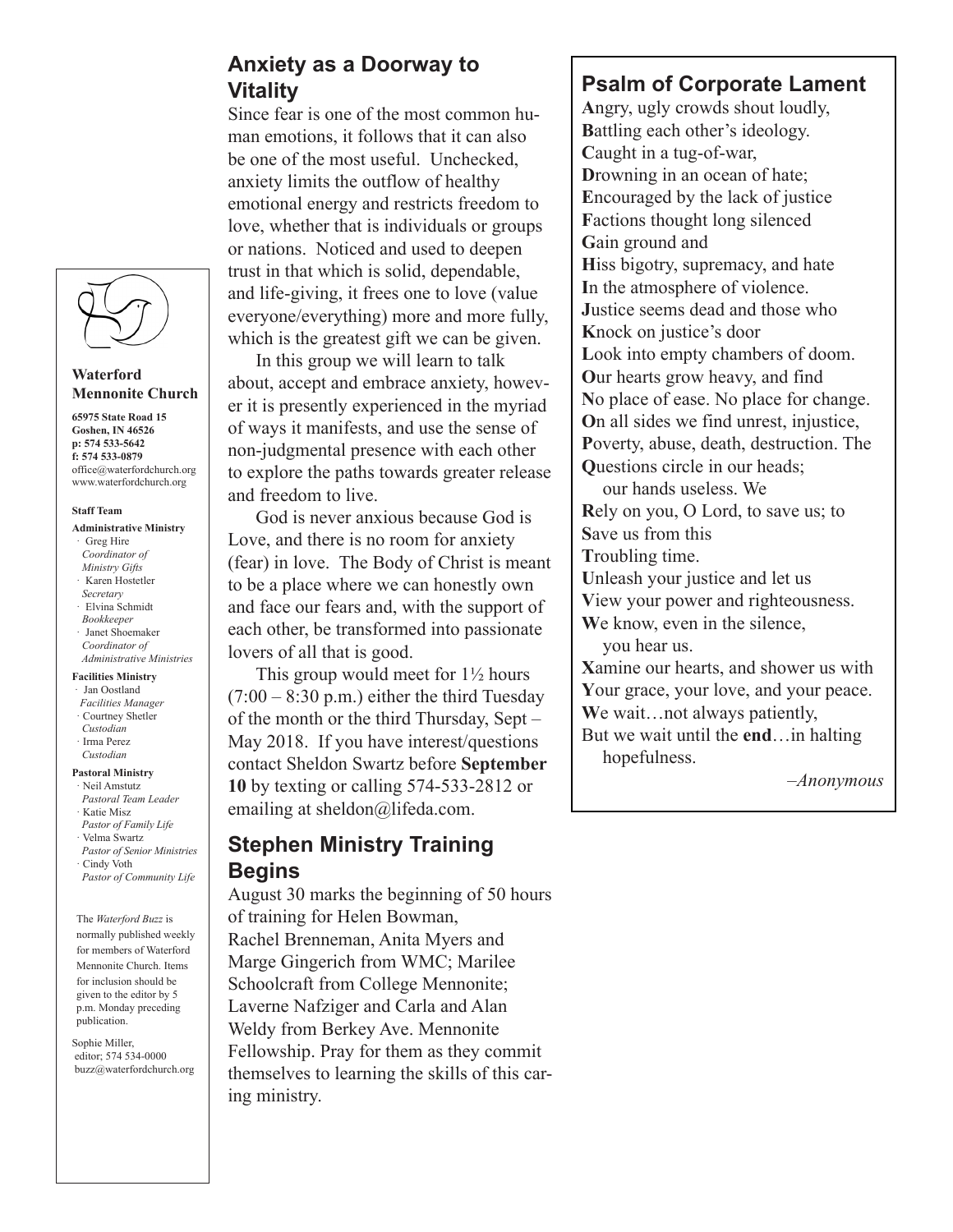## Anxiety as a Doorway to Vitality

Since fear is one of the most common human emotions, it follows that it can also be one of the most useful. Unchecked, anxiety limits the outflow of healthy emotional energy and restricts freedom to love, whether that is individuals or groups or nations. Noticed and used to deepen trust in that which is solid, dependable, and life-giving, it frees one to love (value everyone/everything) more and more fully, which is the greatest gift we can be given.

In this group we will learn to talk about, accept and embrace anxiety, however it is presently experienced in the myriad of ways it manifests, and use the sense of non-judgmental presence with each other to explore the paths towards greater release and freedom to live.

God is never anxious because God is Love, and there is no room for anxiety (fear) in love. The Body of Christ is meant to be a place where we can honestly own and face our fears and, with the support of each other, be transformed into passionate lovers of all that is good.

This group would meet for 1½ hours (7:00 – 8:30 p.m.) either the third Tuesday of the month or the third Thursday, Sept – May 2018. If you have interest/questions contact Sheldon Swartz before **September 10** by texting or calling 574-533-2812 or emailing at sheldon@lifeda.com.

## Stephen Ministry Training Begins

August 30 marks the beginning of 50 hours of training for Helen Bowman, Rachel Brenneman, Anita Myers and Marge Gingerich from WMC; Marilee Schoolcraft from College Mennonite; Laverne Nafziger and Carla and Alan Weldy from Berkey Ave. Mennonite Fellowship. Pray for them as they commit themselves to learning the skills of this caring ministry.

## Psalm of Corporate Lament

**A**ngry, ugly crowds shout loudly,
**B**attling each other's ideology.
**C**aught in a tug-of-war,
**D**rowning in an ocean of hate;
**E**ncouraged by the lack of justice
**F**actions thought long silenced
**G**ain ground and
**H**iss bigotry, supremacy, and hate
**I**n the atmosphere of violence.
**J**ustice seems dead and those who
**K**nock on justice's door
**L**ook into empty chambers of doom.
**O**ur hearts grow heavy, and find
**N**o place of ease. No place for change.
**O**n all sides we find unrest, injustice,
**P**overty, abuse, death, destruction. The
**Q**uestions circle in our heads;
our hands useless. We
**R**ely on you, O Lord, to save us; to
**S**ave us from this
**T**roubling time.
**U**nleash your justice and let us
**V**iew your power and righteousness.
**W**e know, even in the silence,
you hear us.
**X**amine our hearts, and shower us with
**Y**our grace, your love, and your peace.
**W**e wait…not always patiently,
But we wait until the **end**…in halting
hopefulness.

*–Anonymous*

**Waterford Mennonite Church**

**65975 State Road 15**
**Goshen, IN 46526**
**p: 574 533-5642**
**f: 574 533-0879**
office@waterfordchurch.org
www.waterfordchurch.org

**Staff Team**

**Administrative Ministry**
- Greg Hire, *Coordinator of Ministry Gifts*
- Karen Hostetler, *Secretary*
- Elvina Schmidt, *Bookkeeper*
- Janet Shoemaker, *Coordinator of Administrative Ministries*

**Facilities Ministry**
- Jan Oostland, *Facilities Manager*
- Courtney Shetler, *Custodian*
- Irma Perez, *Custodian*

**Pastoral Ministry**
- Neil Amstutz, *Pastoral Team Leader*
- Katie Misz, *Pastor of Family Life*
- Velma Swartz, *Pastor of Senior Ministries*
- Cindy Voth, *Pastor of Community Life*

The *Waterford Buzz* is normally published weekly for members of Waterford Mennonite Church. Items for inclusion should be given to the editor by 5 p.m. Monday preceding publication.

Sophie Miller, editor; 574 534-0000
buzz@waterfordchurch.org